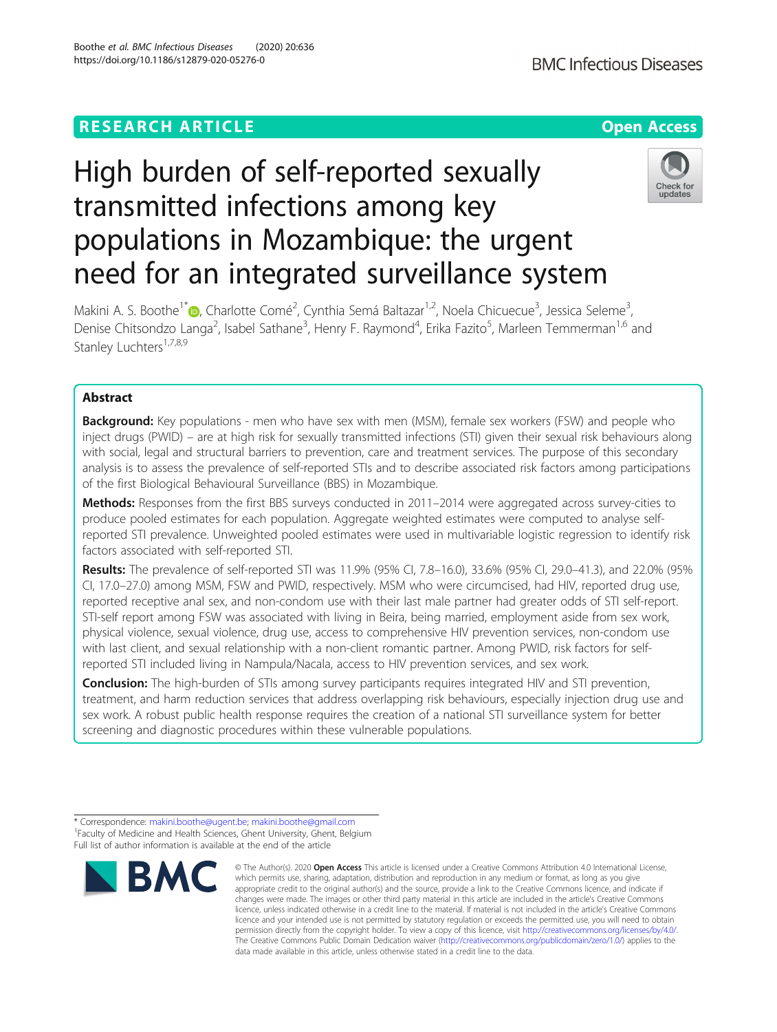RESEARCH ARTICLE

Open Access

# High burden of self-reported sexually transmitted infections among key populations in Mozambique: the urgent need for an integrated surveillance system

Makini A. S. Boothe[1*], Charlotte Comé[2], Cynthia Semá Baltazar[1,2], Noela Chicuecue[3], Jessica Seleme[3], Denise Chitsondzo Langa[2], Isabel Sathane[3], Henry F. Raymond[4], Erika Fazito[5], Marleen Temmerman[1,6] and Stanley Luchters[1,7,8,9]

## Abstract

**Background:** Key populations - men who have sex with men (MSM), female sex workers (FSW) and people who inject drugs (PWID) – are at high risk for sexually transmitted infections (STI) given their sexual risk behaviours along with social, legal and structural barriers to prevention, care and treatment services. The purpose of this secondary analysis is to assess the prevalence of self-reported STIs and to describe associated risk factors among participations of the first Biological Behavioural Surveillance (BBS) in Mozambique.

**Methods:** Responses from the first BBS surveys conducted in 2011–2014 were aggregated across survey-cities to produce pooled estimates for each population. Aggregate weighted estimates were computed to analyse self-reported STI prevalence. Unweighted pooled estimates were used in multivariable logistic regression to identify risk factors associated with self-reported STI.

**Results:** The prevalence of self-reported STI was 11.9% (95% CI, 7.8–16.0), 33.6% (95% CI, 29.0–41.3), and 22.0% (95% CI, 17.0–27.0) among MSM, FSW and PWID, respectively. MSM who were circumcised, had HIV, reported drug use, reported receptive anal sex, and non-condom use with their last male partner had greater odds of STI self-report. STI-self report among FSW was associated with living in Beira, being married, employment aside from sex work, physical violence, sexual violence, drug use, access to comprehensive HIV prevention services, non-condom use with last client, and sexual relationship with a non-client romantic partner. Among PWID, risk factors for self-reported STI included living in Nampula/Nacala, access to HIV prevention services, and sex work.

**Conclusion:** The high-burden of STIs among survey participants requires integrated HIV and STI prevention, treatment, and harm reduction services that address overlapping risk behaviours, especially injection drug use and sex work. A robust public health response requires the creation of a national STI surveillance system for better screening and diagnostic procedures within these vulnerable populations.

* Correspondence: makini.boothe@ugent.be; makini.boothe@gmail.com
[1]Faculty of Medicine and Health Sciences, Ghent University, Ghent, Belgium
Full list of author information is available at the end of the article

© The Author(s). 2020 **Open Access** This article is licensed under a Creative Commons Attribution 4.0 International License, which permits use, sharing, adaptation, distribution and reproduction in any medium or format, as long as you give appropriate credit to the original author(s) and the source, provide a link to the Creative Commons licence, and indicate if changes were made. The images or other third party material in this article are included in the article's Creative Commons licence, unless indicated otherwise in a credit line to the material. If material is not included in the article's Creative Commons licence and your intended use is not permitted by statutory regulation or exceeds the permitted use, you will need to obtain permission directly from the copyright holder. To view a copy of this licence, visit http://creativecommons.org/licenses/by/4.0/. The Creative Commons Public Domain Dedication waiver (http://creativecommons.org/publicdomain/zero/1.0/) applies to the data made available in this article, unless otherwise stated in a credit line to the data.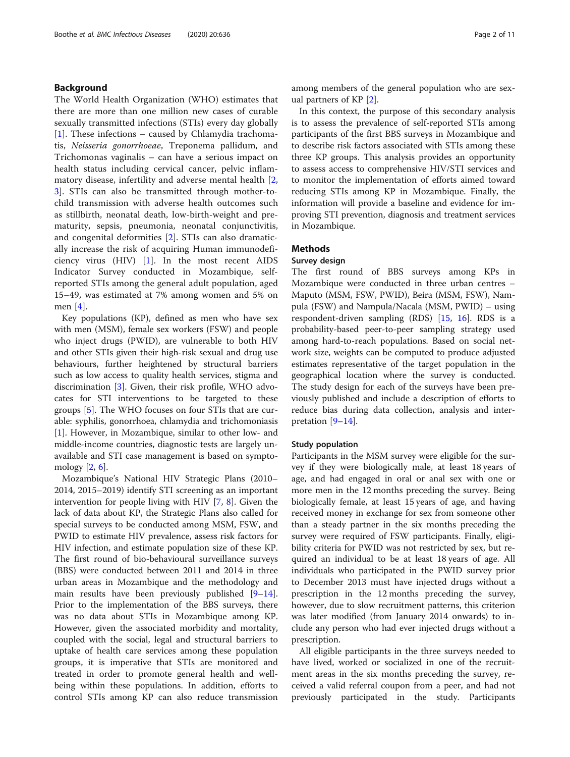## Background

The World Health Organization (WHO) estimates that there are more than one million new cases of curable sexually transmitted infections (STIs) every day globally [1]. These infections – caused by Chlamydia trachomatis, *Neisseria gonorrhoeae*, Treponema pallidum, and Trichomonas vaginalis – can have a serious impact on health status including cervical cancer, pelvic inflammatory disease, infertility and adverse mental health [2, 3]. STIs can also be transmitted through mother-to-child transmission with adverse health outcomes such as stillbirth, neonatal death, low-birth-weight and prematurity, sepsis, pneumonia, neonatal conjunctivitis, and congenital deformities [2]. STIs can also dramatically increase the risk of acquiring Human immunodeficiency virus (HIV) [1]. In the most recent AIDS Indicator Survey conducted in Mozambique, self-reported STIs among the general adult population, aged 15–49, was estimated at 7% among women and 5% on men [4].

Key populations (KP), defined as men who have sex with men (MSM), female sex workers (FSW) and people who inject drugs (PWID), are vulnerable to both HIV and other STIs given their high-risk sexual and drug use behaviours, further heightened by structural barriers such as low access to quality health services, stigma and discrimination [3]. Given, their risk profile, WHO advocates for STI interventions to be targeted to these groups [5]. The WHO focuses on four STIs that are curable: syphilis, gonorrhoea, chlamydia and trichomoniasis [1]. However, in Mozambique, similar to other low- and middle-income countries, diagnostic tests are largely unavailable and STI case management is based on symptomology [2, 6].

Mozambique's National HIV Strategic Plans (2010–2014, 2015–2019) identify STI screening as an important intervention for people living with HIV [7, 8]. Given the lack of data about KP, the Strategic Plans also called for special surveys to be conducted among MSM, FSW, and PWID to estimate HIV prevalence, assess risk factors for HIV infection, and estimate population size of these KP. The first round of bio-behavioural surveillance surveys (BBS) were conducted between 2011 and 2014 in three urban areas in Mozambique and the methodology and main results have been previously published [9–14]. Prior to the implementation of the BBS surveys, there was no data about STIs in Mozambique among KP. However, given the associated morbidity and mortality, coupled with the social, legal and structural barriers to uptake of health care services among these population groups, it is imperative that STIs are monitored and treated in order to promote general health and well-being within these populations. In addition, efforts to control STIs among KP can also reduce transmission among members of the general population who are sexual partners of KP [2].

In this context, the purpose of this secondary analysis is to assess the prevalence of self-reported STIs among participants of the first BBS surveys in Mozambique and to describe risk factors associated with STIs among these three KP groups. This analysis provides an opportunity to assess access to comprehensive HIV/STI services and to monitor the implementation of efforts aimed toward reducing STIs among KP in Mozambique. Finally, the information will provide a baseline and evidence for improving STI prevention, diagnosis and treatment services in Mozambique.

## Methods

### Survey design

The first round of BBS surveys among KPs in Mozambique were conducted in three urban centres – Maputo (MSM, FSW, PWID), Beira (MSM, FSW), Nampula (FSW) and Nampula/Nacala (MSM, PWID) – using respondent-driven sampling (RDS) [15, 16]. RDS is a probability-based peer-to-peer sampling strategy used among hard-to-reach populations. Based on social network size, weights can be computed to produce adjusted estimates representative of the target population in the geographical location where the survey is conducted. The study design for each of the surveys have been previously published and include a description of efforts to reduce bias during data collection, analysis and interpretation [9–14].

### Study population

Participants in the MSM survey were eligible for the survey if they were biologically male, at least 18 years of age, and had engaged in oral or anal sex with one or more men in the 12 months preceding the survey. Being biologically female, at least 15 years of age, and having received money in exchange for sex from someone other than a steady partner in the six months preceding the survey were required of FSW participants. Finally, eligibility criteria for PWID was not restricted by sex, but required an individual to be at least 18 years of age. All individuals who participated in the PWID survey prior to December 2013 must have injected drugs without a prescription in the 12 months preceding the survey, however, due to slow recruitment patterns, this criterion was later modified (from January 2014 onwards) to include any person who had ever injected drugs without a prescription.

All eligible participants in the three surveys needed to have lived, worked or socialized in one of the recruitment areas in the six months preceding the survey, received a valid referral coupon from a peer, and had not previously participated in the study. Participants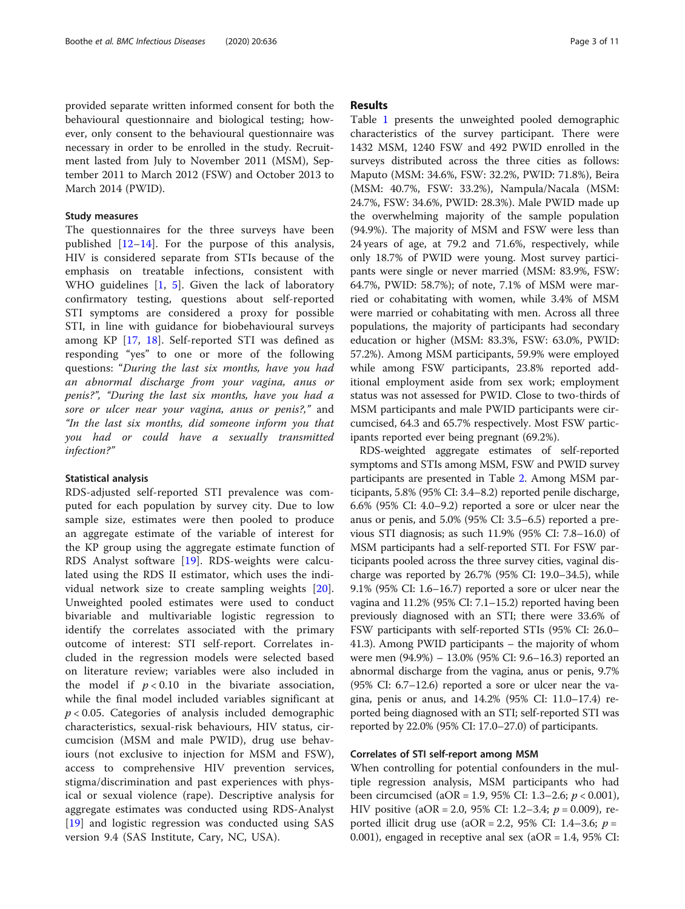provided separate written informed consent for both the behavioural questionnaire and biological testing; however, only consent to the behavioural questionnaire was necessary in order to be enrolled in the study. Recruitment lasted from July to November 2011 (MSM), September 2011 to March 2012 (FSW) and October 2013 to March 2014 (PWID).

### Study measures

The questionnaires for the three surveys have been published [12–14]. For the purpose of this analysis, HIV is considered separate from STIs because of the emphasis on treatable infections, consistent with WHO guidelines [1, 5]. Given the lack of laboratory confirmatory testing, questions about self-reported STI symptoms are considered a proxy for possible STI, in line with guidance for biobehavioural surveys among KP [17, 18]. Self-reported STI was defined as responding "yes" to one or more of the following questions: *"During the last six months, have you had an abnormal discharge from your vagina, anus or penis?", "During the last six months, have you had a sore or ulcer near your vagina, anus or penis?,"* and *"In the last six months, did someone inform you that you had or could have a sexually transmitted infection?"*

### Statistical analysis

RDS-adjusted self-reported STI prevalence was computed for each population by survey city. Due to low sample size, estimates were then pooled to produce an aggregate estimate of the variable of interest for the KP group using the aggregate estimate function of RDS Analyst software [19]. RDS-weights were calculated using the RDS II estimator, which uses the individual network size to create sampling weights [20]. Unweighted pooled estimates were used to conduct bivariable and multivariable logistic regression to identify the correlates associated with the primary outcome of interest: STI self-report. Correlates included in the regression models were selected based on literature review; variables were also included in the model if $p < 0.10$ in the bivariate association, while the final model included variables significant at $p < 0.05$. Categories of analysis included demographic characteristics, sexual-risk behaviours, HIV status, circumcision (MSM and male PWID), drug use behaviours (not exclusive to injection for MSM and FSW), access to comprehensive HIV prevention services, stigma/discrimination and past experiences with physical or sexual violence (rape). Descriptive analysis for aggregate estimates was conducted using RDS-Analyst [19] and logistic regression was conducted using SAS version 9.4 (SAS Institute, Cary, NC, USA).

## Results

Table 1 presents the unweighted pooled demographic characteristics of the survey participant. There were 1432 MSM, 1240 FSW and 492 PWID enrolled in the surveys distributed across the three cities as follows: Maputo (MSM: 34.6%, FSW: 32.2%, PWID: 71.8%), Beira (MSM: 40.7%, FSW: 33.2%), Nampula/Nacala (MSM: 24.7%, FSW: 34.6%, PWID: 28.3%). Male PWID made up the overwhelming majority of the sample population (94.9%). The majority of MSM and FSW were less than 24 years of age, at 79.2 and 71.6%, respectively, while only 18.7% of PWID were young. Most survey participants were single or never married (MSM: 83.9%, FSW: 64.7%, PWID: 58.7%); of note, 7.1% of MSM were married or cohabitating with women, while 3.4% of MSM were married or cohabitating with men. Across all three populations, the majority of participants had secondary education or higher (MSM: 83.3%, FSW: 63.0%, PWID: 57.2%). Among MSM participants, 59.9% were employed while among FSW participants, 23.8% reported additional employment aside from sex work; employment status was not assessed for PWID. Close to two-thirds of MSM participants and male PWID participants were circumcised, 64.3 and 65.7% respectively. Most FSW participants reported ever being pregnant (69.2%).

RDS-weighted aggregate estimates of self-reported symptoms and STIs among MSM, FSW and PWID survey participants are presented in Table 2. Among MSM participants, 5.8% (95% CI: 3.4–8.2) reported penile discharge, 6.6% (95% CI: 4.0–9.2) reported a sore or ulcer near the anus or penis, and 5.0% (95% CI: 3.5–6.5) reported a previous STI diagnosis; as such 11.9% (95% CI: 7.8–16.0) of MSM participants had a self-reported STI. For FSW participants pooled across the three survey cities, vaginal discharge was reported by 26.7% (95% CI: 19.0–34.5), while 9.1% (95% CI: 1.6–16.7) reported a sore or ulcer near the vagina and 11.2% (95% CI: 7.1–15.2) reported having been previously diagnosed with an STI; there were 33.6% of FSW participants with self-reported STIs (95% CI: 26.0–41.3). Among PWID participants – the majority of whom were men (94.9%) – 13.0% (95% CI: 9.6–16.3) reported an abnormal discharge from the vagina, anus or penis, 9.7% (95% CI: 6.7–12.6) reported a sore or ulcer near the vagina, penis or anus, and 14.2% (95% CI: 11.0–17.4) reported being diagnosed with an STI; self-reported STI was reported by 22.0% (95% CI: 17.0–27.0) of participants.

### Correlates of STI self-report among MSM

When controlling for potential confounders in the multiple regression analysis, MSM participants who had been circumcised (aOR = 1.9, 95% CI: 1.3–2.6; $p < 0.001$), HIV positive (aOR = 2.0, 95% CI: 1.2–3.4; $p = 0.009$), reported illicit drug use (aOR = 2.2, 95% CI: 1.4–3.6; $p = 0.001$), engaged in receptive anal sex (aOR = 1.4, 95% CI: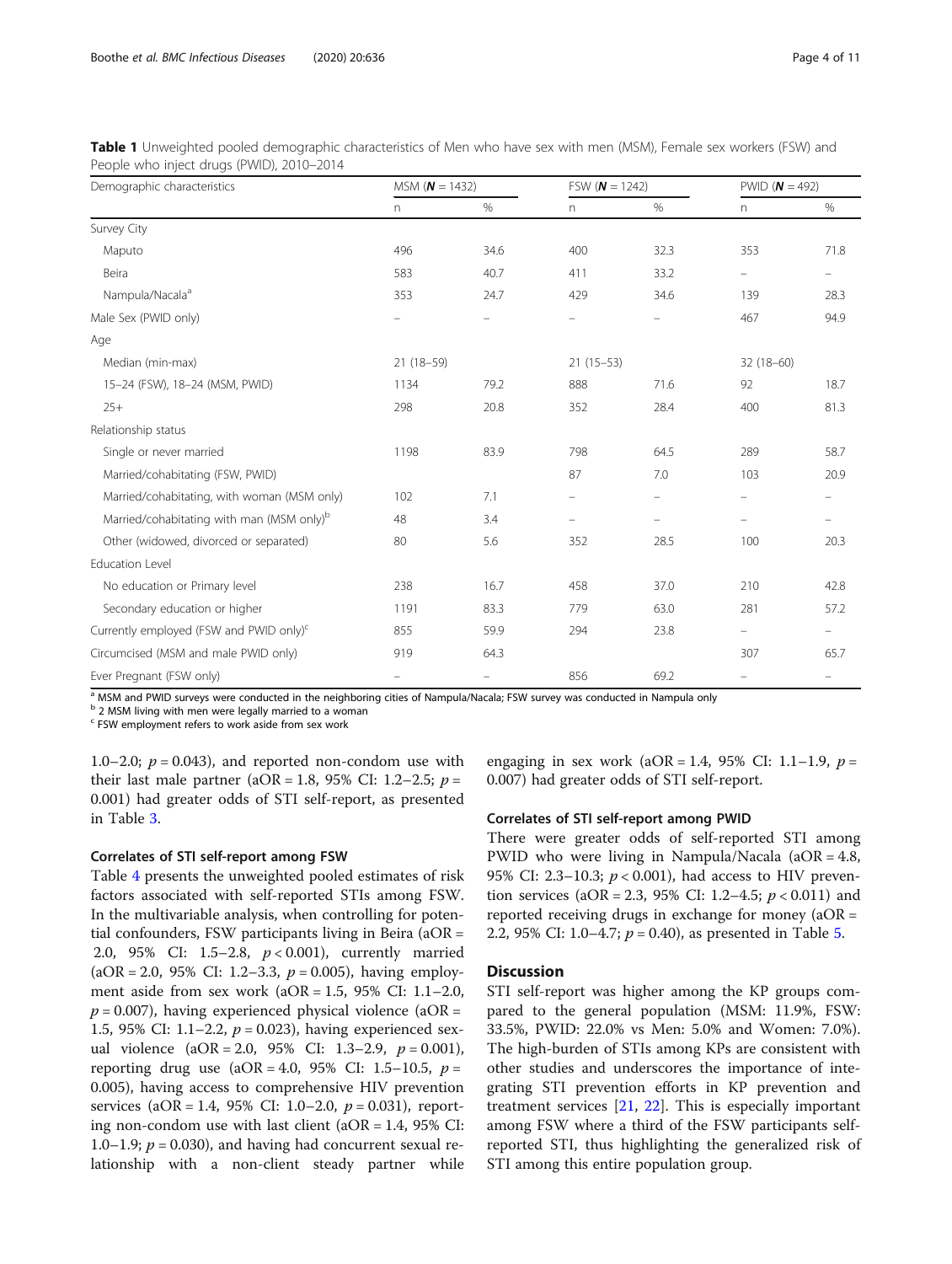**Table 1** Unweighted pooled demographic characteristics of Men who have sex with men (MSM), Female sex workers (FSW) and People who inject drugs (PWID), 2010–2014

| Demographic characteristics | MSM (**N** = 1432) | | FSW (**N** = 1242) | | PWID (**N** = 492) | |
|---|---|---|---|---|---|---|
| | n | % | n | % | n | % |
| Survey City | | | | | | |
| Maputo | 496 | 34.6 | 400 | 32.3 | 353 | 71.8 |
| Beira | 583 | 40.7 | 411 | 33.2 | – | – |
| Nampula/Nacala[a] | 353 | 24.7 | 429 | 34.6 | 139 | 28.3 |
| Male Sex (PWID only) | – | – | – | – | 467 | 94.9 |
| Age | | | | | | |
| Median (min-max) | 21 (18–59) | | 21 (15–53) | | 32 (18–60) | |
| 15–24 (FSW), 18–24 (MSM, PWID) | 1134 | 79.2 | 888 | 71.6 | 92 | 18.7 |
| 25+ | 298 | 20.8 | 352 | 28.4 | 400 | 81.3 |
| Relationship status | | | | | | |
| Single or never married | 1198 | 83.9 | 798 | 64.5 | 289 | 58.7 |
| Married/cohabitating (FSW, PWID) | | | 87 | 7.0 | 103 | 20.9 |
| Married/cohabitating, with woman (MSM only) | 102 | 7.1 | – | – | – | – |
| Married/cohabitating with man (MSM only)[b] | 48 | 3.4 | – | – | – | – |
| Other (widowed, divorced or separated) | 80 | 5.6 | 352 | 28.5 | 100 | 20.3 |
| Education Level | | | | | | |
| No education or Primary level | 238 | 16.7 | 458 | 37.0 | 210 | 42.8 |
| Secondary education or higher | 1191 | 83.3 | 779 | 63.0 | 281 | 57.2 |
| Currently employed (FSW and PWID only)[c] | 855 | 59.9 | 294 | 23.8 | – | – |
| Circumcised (MSM and male PWID only) | 919 | 64.3 | | | 307 | 65.7 |
| Ever Pregnant (FSW only) | – | – | 856 | 69.2 | – | – |

[a] MSM and PWID surveys were conducted in the neighboring cities of Nampula/Nacala; FSW survey was conducted in Nampula only
[b] 2 MSM living with men were legally married to a woman
[c] FSW employment refers to work aside from sex work

1.0–2.0; $p = 0.043$), and reported non-condom use with their last male partner (aOR = 1.8, 95% CI: 1.2–2.5; $p = 0.001$) had greater odds of STI self-report, as presented in Table 3.

### Correlates of STI self-report among FSW

Table 4 presents the unweighted pooled estimates of risk factors associated with self-reported STIs among FSW. In the multivariable analysis, when controlling for potential confounders, FSW participants living in Beira (aOR = 2.0, 95% CI: 1.5–2.8, $p < 0.001$), currently married (aOR = 2.0, 95% CI: 1.2–3.3, $p = 0.005$), having employment aside from sex work (aOR = 1.5, 95% CI: 1.1–2.0, $p = 0.007$), having experienced physical violence (aOR = 1.5, 95% CI: 1.1–2.2, $p = 0.023$), having experienced sexual violence (aOR = 2.0, 95% CI: 1.3–2.9, $p = 0.001$), reporting drug use (aOR = 4.0, 95% CI: 1.5–10.5, $p = 0.005$), having access to comprehensive HIV prevention services (aOR = 1.4, 95% CI: 1.0–2.0, $p = 0.031$), reporting non-condom use with last client (aOR = 1.4, 95% CI: 1.0–1.9; $p = 0.030$), and having had concurrent sexual relationship with a non-client steady partner while engaging in sex work (aOR = 1.4, 95% CI: 1.1–1.9, $p = 0.007$) had greater odds of STI self-report.

### Correlates of STI self-report among PWID

There were greater odds of self-reported STI among PWID who were living in Nampula/Nacala (aOR = 4.8, 95% CI: 2.3–10.3; $p < 0.001$), had access to HIV prevention services (aOR = 2.3, 95% CI: 1.2–4.5; $p < 0.011$) and reported receiving drugs in exchange for money (aOR = 2.2, 95% CI: 1.0–4.7; $p = 0.40$), as presented in Table 5.

## Discussion

STI self-report was higher among the KP groups compared to the general population (MSM: 11.9%, FSW: 33.5%, PWID: 22.0% vs Men: 5.0% and Women: 7.0%). The high-burden of STIs among KPs are consistent with other studies and underscores the importance of integrating STI prevention efforts in KP prevention and treatment services [21, 22]. This is especially important among FSW where a third of the FSW participants self-reported STI, thus highlighting the generalized risk of STI among this entire population group.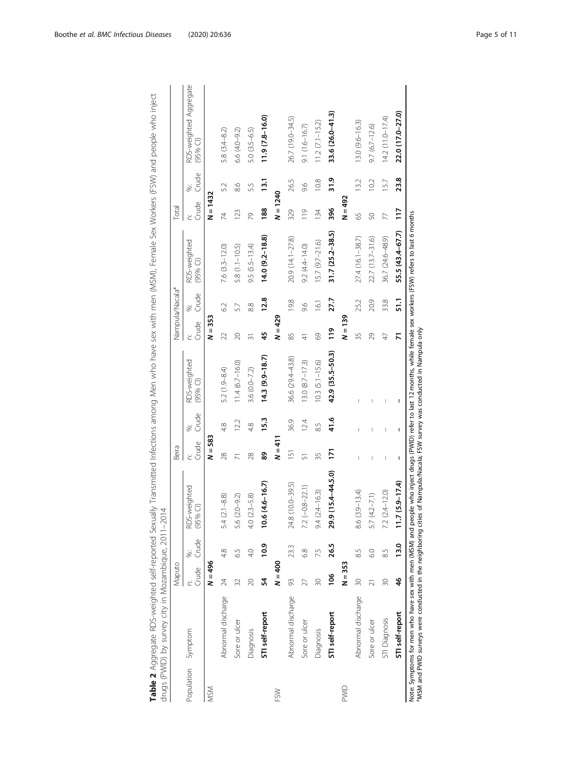**Table 2** Aggregate RDS-weighted self-reported Sexually Transmitted Infections among Men who have sex with men (MSM), Female Sex Workers (FSW) and people who inject drugs (PWID) by survey city in Mozambique, 2011–2014

| Population | Symptom | Maputo | | | Beira | | | Nampula/Nacala* | | | Total | | |
|---|---|---|---|---|---|---|---|---|---|---|---|---|---|
| | | n: Crude | %: Crude | RDS-weighted (95% CI) | n: Crude | %: Crude | RDS-weighted (95% CI) | n: Crude | %: Crude | RDS-weighted (95% CI) | n: Crude | %: Crude | RDS-weighted Aggregate (95% CI) |
| MSM | | ***N* = 496** | | | ***N* = 583** | | | ***N* = 353** | | | ***N* = 1432** | | |
| | Abnormal discharge | 24 | 4.8 | 5.4 (2.1–8.8) | 28 | 4.8 | 5.2 (1.9–8.4) | 22 | 6.2 | 7.6 (3.3–12.0) | 74 | 5.2 | 5.8 (3.4–8.2) |
| | Sore or ulcer | 32 | 6.5 | 5.6 (2.0–9.2) | 71 | 12.2 | 11.4 (6.7–16.0) | 20 | 5.7 | 5.8 (1.1–10.5) | 123 | 8.6 | 6.6 (4.0–9.2) |
| | Diagnosis | 20 | 4.0 | 4.0 (2.3–5.8) | 28 | 4.8 | 3.6 (0.0–7.2) | 31 | 8.8 | 9.5 (5.5–13.4) | 79 | 5.5 | 5.0 (3.5–6.5) |
| | **STI self-report** | **54** | **10.9** | **10.6 (4.6–16.7)** | **89** | **15.3** | **14.3 (9.9–18.7)** | **45** | **12.8** | **14.0 (9.2–18.8)** | **188** | **13.1** | **11.9 (7.8–16.0)** |
| FSW | | ***N* = 400** | | | ***N* = 411** | | | ***N* = 429** | | | ***N* = 1240** | | |
| | Abnormal discharge | 93 | 23.3 | 24.8 (10.0–39.5) | 151 | 36.9 | 36.6 (29.4–43.8) | 85 | 19.8 | 20.9 (14.1–27.8) | 329 | 26.5 | 26.7 (19.0–34.5) |
| | Sore or ulcer | 27 | 6.8 | 7.2 (−0.8–22.1) | 51 | 12.4 | 13.0 (8.7–17.3) | 41 | 9.6 | 9.2 (4.4–14.0) | 119 | 9.6 | 9.1 (1.6–16.7) |
| | Diagnosis | 30 | 7.5 | 9.4 (2.4–16.3) | 35 | 8.5 | 10.3 (5.1–15.6) | 69 | 16.1 | 15.7 (9.7–21.6) | 134 | 10.8 | 11.2 (7.1–15.2) |
| | **STI self-report** | **106** | **26.5** | **29.9 (15.4–44.5.0)** | **171** | **41.6** | **42.9 (35.5–50.3)** | **119** | **27.7** | **31.7 (25.2–38.5)** | **396** | **31.9** | **33.6 (26.0–41.3)** |
| PWID | | **N = 353** | | | | | | ***N* = 139** | | | ***N* = 492** | | |
| | Abnormal discharge | 30 | 8.5 | 8.6 (3.9–13.4) | – | – | – | 35 | 25.2 | 27.4 (16.1–38.7) | 65 | 13.2 | 13.0 (9.6–16.3) |
| | Sore or ulcer | 21 | 6.0 | 5.7 (4.2–7.1) | – | – | – | 29 | 20.9 | 22.7 (13.7–31.6) | 50 | 10.2 | 9.7 (6.7–12.6) |
| | STI Diagnosis | 30 | 8.5 | 7.2 (2.4–12.0) | – | – | – | 47 | 33.8 | 36.7 (24.6–48.9) | 77 | 15.7 | 14.2 (11.0–17.4) |
| | **STI self-report** | **46** | **13.0** | **11.7 (5.9–17.4)** | **–** | **–** | **–** | **71** | **51.1** | **55.5 (43.4–67.7)** | **117** | **23.8** | **22.0 (17.0–27.0)** |

Note: Symptoms for men who have sex with men (MSM) and people who inject drugs (PWID) refer to last 12 months, while female sex workers (FSW) refers to last 6 months
*MSM and PWID surveys were conducted in the neighboring cities of Nampula/Nacala; FSW survey was conducted in Nampula only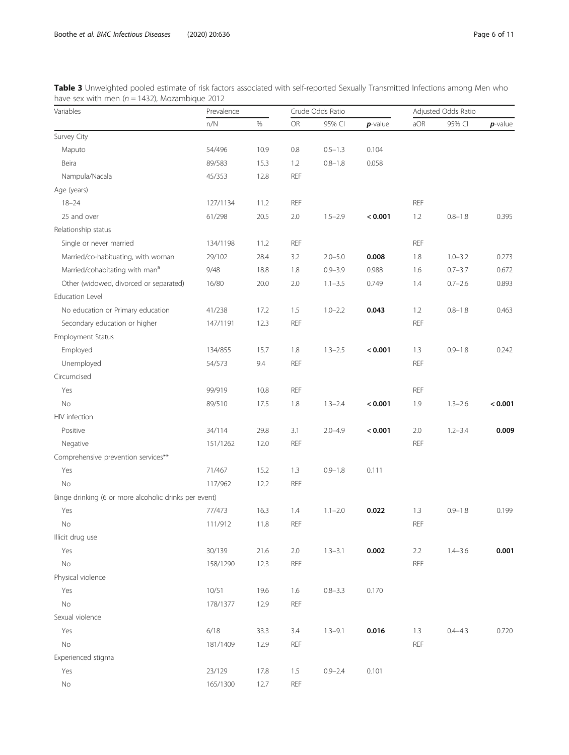**Table 3** Unweighted pooled estimate of risk factors associated with self-reported Sexually Transmitted Infections among Men who have sex with men ($n = 1432$), Mozambique 2012

| Variables | Prevalence | | Crude Odds Ratio | | | Adjusted Odds Ratio | | |
|---|---|---|---|---|---|---|---|---|
| | n/N | % | OR | 95% CI | ***p*-value** | aOR | 95% CI | ***p*-value** |
| Survey City | | | | | | | | |
| Maputo | 54/496 | 10.9 | 0.8 | 0.5–1.3 | 0.104 | | | |
| Beira | 89/583 | 15.3 | 1.2 | 0.8–1.8 | 0.058 | | | |
| Nampula/Nacala | 45/353 | 12.8 | REF | | | | | |
| Age (years) | | | | | | | | |
| 18–24 | 127/1134 | 11.2 | REF | | | REF | | |
| 25 and over | 61/298 | 20.5 | 2.0 | 1.5–2.9 | **< 0.001** | 1.2 | 0.8–1.8 | 0.395 |
| Relationship status | | | | | | | | |
| Single or never married | 134/1198 | 11.2 | REF | | | REF | | |
| Married/co-habituating, with woman | 29/102 | 28.4 | 3.2 | 2.0–5.0 | **0.008** | 1.8 | 1.0–3.2 | 0.273 |
| Married/cohabitating with man[a] | 9/48 | 18.8 | 1.8 | 0.9–3.9 | 0.988 | 1.6 | 0.7–3.7 | 0.672 |
| Other (widowed, divorced or separated) | 16/80 | 20.0 | 2.0 | 1.1–3.5 | 0.749 | 1.4 | 0.7–2.6 | 0.893 |
| Education Level | | | | | | | | |
| No education or Primary education | 41/238 | 17.2 | 1.5 | 1.0–2.2 | **0.043** | 1.2 | 0.8–1.8 | 0.463 |
| Secondary education or higher | 147/1191 | 12.3 | REF | | | REF | | |
| Employment Status | | | | | | | | |
| Employed | 134/855 | 15.7 | 1.8 | 1.3–2.5 | **< 0.001** | 1.3 | 0.9–1.8 | 0.242 |
| Unemployed | 54/573 | 9.4 | REF | | | REF | | |
| Circumcised | | | | | | | | |
| Yes | 99/919 | 10.8 | REF | | | REF | | |
| No | 89/510 | 17.5 | 1.8 | 1.3–2.4 | **< 0.001** | 1.9 | 1.3–2.6 | **< 0.001** |
| HIV infection | | | | | | | | |
| Positive | 34/114 | 29.8 | 3.1 | 2.0–4.9 | **< 0.001** | 2.0 | 1.2–3.4 | **0.009** |
| Negative | 151/1262 | 12.0 | REF | | | REF | | |
| Comprehensive prevention services** | | | | | | | | |
| Yes | 71/467 | 15.2 | 1.3 | 0.9–1.8 | 0.111 | | | |
| No | 117/962 | 12.2 | REF | | | | | |
| Binge drinking (6 or more alcoholic drinks per event) | | | | | | | | |
| Yes | 77/473 | 16.3 | 1.4 | 1.1–2.0 | **0.022** | 1.3 | 0.9–1.8 | 0.199 |
| No | 111/912 | 11.8 | REF | | | REF | | |
| Illicit drug use | | | | | | | | |
| Yes | 30/139 | 21.6 | 2.0 | 1.3–3.1 | **0.002** | 2.2 | 1.4–3.6 | **0.001** |
| No | 158/1290 | 12.3 | REF | | | REF | | |
| Physical violence | | | | | | | | |
| Yes | 10/51 | 19.6 | 1.6 | 0.8–3.3 | 0.170 | | | |
| No | 178/1377 | 12.9 | REF | | | | | |
| Sexual violence | | | | | | | | |
| Yes | 6/18 | 33.3 | 3.4 | 1.3–9.1 | **0.016** | 1.3 | 0.4–4.3 | 0.720 |
| No | 181/1409 | 12.9 | REF | | | REF | | |
| Experienced stigma | | | | | | | | |
| Yes | 23/129 | 17.8 | 1.5 | 0.9–2.4 | 0.101 | | | |
| No | 165/1300 | 12.7 | REF | | | | | |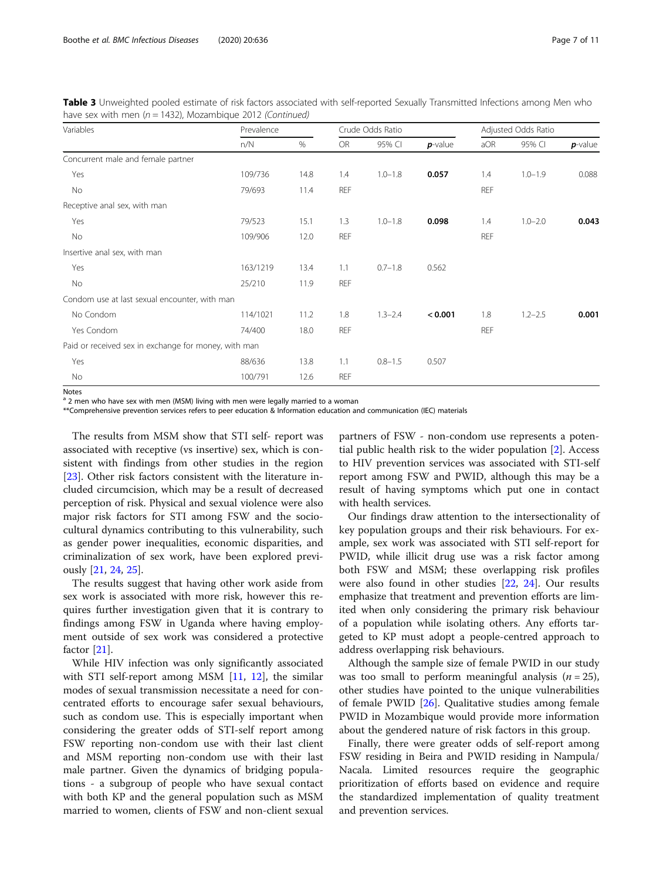**Table 3** Unweighted pooled estimate of risk factors associated with self-reported Sexually Transmitted Infections among Men who have sex with men ($n = 1432$), Mozambique 2012 *(Continued)*

| Variables | Prevalence | | Crude Odds Ratio | | | Adjusted Odds Ratio | | |
|---|---|---|---|---|---|---|---|---|
| | n/N | % | OR | 95% CI | ***p*-value** | aOR | 95% CI | ***p*-value** |
| Concurrent male and female partner | | | | | | | | |
| Yes | 109/736 | 14.8 | 1.4 | 1.0–1.8 | **0.057** | 1.4 | 1.0–1.9 | 0.088 |
| No | 79/693 | 11.4 | REF | | | REF | | |
| Receptive anal sex, with man | | | | | | | | |
| Yes | 79/523 | 15.1 | 1.3 | 1.0–1.8 | **0.098** | 1.4 | 1.0–2.0 | **0.043** |
| No | 109/906 | 12.0 | REF | | | REF | | |
| Insertive anal sex, with man | | | | | | | | |
| Yes | 163/1219 | 13.4 | 1.1 | 0.7–1.8 | 0.562 | | | |
| No | 25/210 | 11.9 | REF | | | | | |
| Condom use at last sexual encounter, with man | | | | | | | | |
| No Condom | 114/1021 | 11.2 | 1.8 | 1.3–2.4 | **< 0.001** | 1.8 | 1.2–2.5 | **0.001** |
| Yes Condom | 74/400 | 18.0 | REF | | | REF | | |
| Paid or received sex in exchange for money, with man | | | | | | | | |
| Yes | 88/636 | 13.8 | 1.1 | 0.8–1.5 | 0.507 | | | |
| No | 100/791 | 12.6 | REF | | | | | |

Notes
[a] 2 men who have sex with men (MSM) living with men were legally married to a woman
**Comprehensive prevention services refers to peer education & Information education and communication (IEC) materials

The results from MSM show that STI self- report was associated with receptive (vs insertive) sex, which is consistent with findings from other studies in the region [23]. Other risk factors consistent with the literature included circumcision, which may be a result of decreased perception of risk. Physical and sexual violence were also major risk factors for STI among FSW and the socio-cultural dynamics contributing to this vulnerability, such as gender power inequalities, economic disparities, and criminalization of sex work, have been explored previously [21, 24, 25].

The results suggest that having other work aside from sex work is associated with more risk, however this requires further investigation given that it is contrary to findings among FSW in Uganda where having employment outside of sex work was considered a protective factor [21].

While HIV infection was only significantly associated with STI self-report among MSM [11, 12], the similar modes of sexual transmission necessitate a need for concentrated efforts to encourage safer sexual behaviours, such as condom use. This is especially important when considering the greater odds of STI-self report among FSW reporting non-condom use with their last client and MSM reporting non-condom use with their last male partner. Given the dynamics of bridging populations - a subgroup of people who have sexual contact with both KP and the general population such as MSM married to women, clients of FSW and non-client sexual partners of FSW - non-condom use represents a potential public health risk to the wider population [2]. Access to HIV prevention services was associated with STI-self report among FSW and PWID, although this may be a result of having symptoms which put one in contact with health services.

Our findings draw attention to the intersectionality of key population groups and their risk behaviours. For example, sex work was associated with STI self-report for PWID, while illicit drug use was a risk factor among both FSW and MSM; these overlapping risk profiles were also found in other studies [22, 24]. Our results emphasize that treatment and prevention efforts are limited when only considering the primary risk behaviour of a population while isolating others. Any efforts targeted to KP must adopt a people-centred approach to address overlapping risk behaviours.

Although the sample size of female PWID in our study was too small to perform meaningful analysis ($n = 25$), other studies have pointed to the unique vulnerabilities of female PWID [26]. Qualitative studies among female PWID in Mozambique would provide more information about the gendered nature of risk factors in this group.

Finally, there were greater odds of self-report among FSW residing in Beira and PWID residing in Nampula/Nacala. Limited resources require the geographic prioritization of efforts based on evidence and require the standardized implementation of quality treatment and prevention services.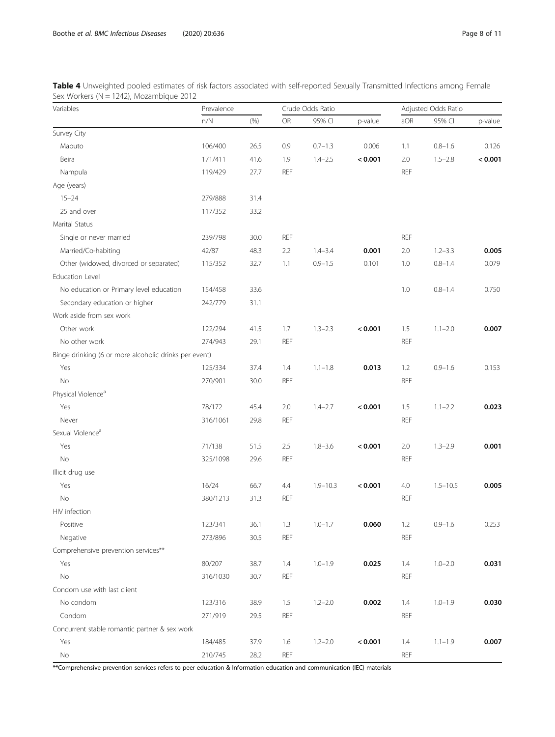**Table 4** Unweighted pooled estimates of risk factors associated with self-reported Sexually Transmitted Infections among Female Sex Workers (N = 1242), Mozambique 2012

| Variables | Prevalence | | Crude Odds Ratio | | | Adjusted Odds Ratio | | |
|---|---|---|---|---|---|---|---|---|
| | n/N | (%) | OR | 95% CI | p-value | aOR | 95% CI | p-value |
| Survey City | | | | | | | | |
| Maputo | 106/400 | 26.5 | 0.9 | 0.7–1.3 | 0.006 | 1.1 | 0.8–1.6 | 0.126 |
| Beira | 171/411 | 41.6 | 1.9 | 1.4–2.5 | **< 0.001** | 2.0 | 1.5–2.8 | **< 0.001** |
| Nampula | 119/429 | 27.7 | REF | | | REF | | |
| Age (years) | | | | | | | | |
| 15–24 | 279/888 | 31.4 | | | | | | |
| 25 and over | 117/352 | 33.2 | | | | | | |
| Marital Status | | | | | | | | |
| Single or never married | 239/798 | 30.0 | REF | | | REF | | |
| Married/Co-habiting | 42/87 | 48.3 | 2.2 | 1.4–3.4 | **0.001** | 2.0 | 1.2–3.3 | **0.005** |
| Other (widowed, divorced or separated) | 115/352 | 32.7 | 1.1 | 0.9–1.5 | 0.101 | 1.0 | 0.8–1.4 | 0.079 |
| Education Level | | | | | | | | |
| No education or Primary level education | 154/458 | 33.6 | | | | 1.0 | 0.8–1.4 | 0.750 |
| Secondary education or higher | 242/779 | 31.1 | | | | | | |
| Work aside from sex work | | | | | | | | |
| Other work | 122/294 | 41.5 | 1.7 | 1.3–2.3 | **< 0.001** | 1.5 | 1.1–2.0 | **0.007** |
| No other work | 274/943 | 29.1 | REF | | | REF | | |
| Binge drinking (6 or more alcoholic drinks per event) | | | | | | | | |
| Yes | 125/334 | 37.4 | 1.4 | 1.1–1.8 | **0.013** | 1.2 | 0.9–1.6 | 0.153 |
| No | 270/901 | 30.0 | REF | | | REF | | |
| Physical Violence[a] | | | | | | | | |
| Yes | 78/172 | 45.4 | 2.0 | 1.4–2.7 | **< 0.001** | 1.5 | 1.1–2.2 | **0.023** |
| Never | 316/1061 | 29.8 | REF | | | REF | | |
| Sexual Violence[a] | | | | | | | | |
| Yes | 71/138 | 51.5 | 2.5 | 1.8–3.6 | **< 0.001** | 2.0 | 1.3–2.9 | **0.001** |
| No | 325/1098 | 29.6 | REF | | | REF | | |
| Illicit drug use | | | | | | | | |
| Yes | 16/24 | 66.7 | 4.4 | 1.9–10.3 | **< 0.001** | 4.0 | 1.5–10.5 | **0.005** |
| No | 380/1213 | 31.3 | REF | | | REF | | |
| HIV infection | | | | | | | | |
| Positive | 123/341 | 36.1 | 1.3 | 1.0–1.7 | **0.060** | 1.2 | 0.9–1.6 | 0.253 |
| Negative | 273/896 | 30.5 | REF | | | REF | | |
| Comprehensive prevention services** | | | | | | | | |
| Yes | 80/207 | 38.7 | 1.4 | 1.0–1.9 | **0.025** | 1.4 | 1.0–2.0 | **0.031** |
| No | 316/1030 | 30.7 | REF | | | REF | | |
| Condom use with last client | | | | | | | | |
| No condom | 123/316 | 38.9 | 1.5 | 1.2–2.0 | **0.002** | 1.4 | 1.0–1.9 | **0.030** |
| Condom | 271/919 | 29.5 | REF | | | REF | | |
| Concurrent stable romantic partner & sex work | | | | | | | | |
| Yes | 184/485 | 37.9 | 1.6 | 1.2–2.0 | **< 0.001** | 1.4 | 1.1–1.9 | **0.007** |
| No | 210/745 | 28.2 | REF | | | REF | | |

**Comprehensive prevention services refers to peer education & Information education and communication (IEC) materials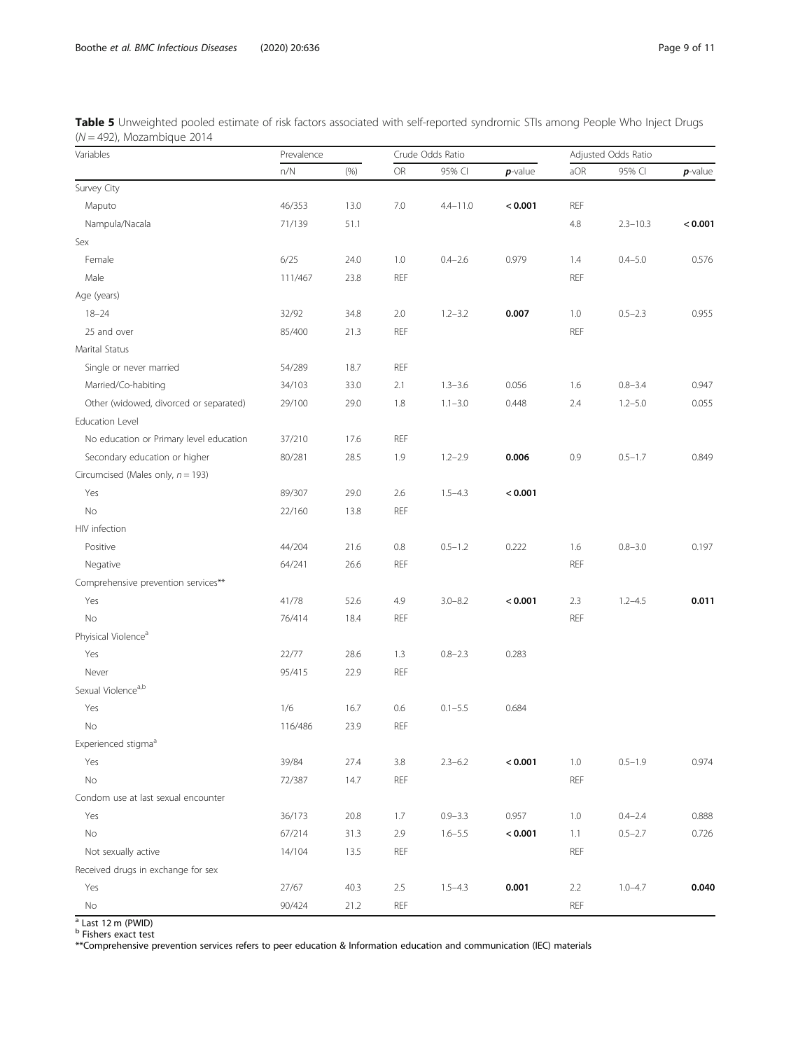**Table 5** Unweighted pooled estimate of risk factors associated with self-reported syndromic STIs among People Who Inject Drugs ($N = 492$), Mozambique 2014

| Variables | Prevalence | | Crude Odds Ratio | | | Adjusted Odds Ratio | | |
|---|---|---|---|---|---|---|---|---|
| | n/N | (%) | OR | 95% CI | ***p*-value** | aOR | 95% CI | ***p*-value** |
| Survey City | | | | | | | | |
| Maputo | 46/353 | 13.0 | 7.0 | 4.4–11.0 | **< 0.001** | REF | | |
| Nampula/Nacala | 71/139 | 51.1 | | | | 4.8 | 2.3–10.3 | **< 0.001** |
| Sex | | | | | | | | |
| Female | 6/25 | 24.0 | 1.0 | 0.4–2.6 | 0.979 | 1.4 | 0.4–5.0 | 0.576 |
| Male | 111/467 | 23.8 | REF | | | REF | | |
| Age (years) | | | | | | | | |
| 18–24 | 32/92 | 34.8 | 2.0 | 1.2–3.2 | **0.007** | 1.0 | 0.5–2.3 | 0.955 |
| 25 and over | 85/400 | 21.3 | REF | | | REF | | |
| Marital Status | | | | | | | | |
| Single or never married | 54/289 | 18.7 | REF | | | | | |
| Married/Co-habiting | 34/103 | 33.0 | 2.1 | 1.3–3.6 | 0.056 | 1.6 | 0.8–3.4 | 0.947 |
| Other (widowed, divorced or separated) | 29/100 | 29.0 | 1.8 | 1.1–3.0 | 0.448 | 2.4 | 1.2–5.0 | 0.055 |
| Education Level | | | | | | | | |
| No education or Primary level education | 37/210 | 17.6 | REF | | | | | |
| Secondary education or higher | 80/281 | 28.5 | 1.9 | 1.2–2.9 | **0.006** | 0.9 | 0.5–1.7 | 0.849 |
| Circumcised (Males only, $n = 193$) | | | | | | | | |
| Yes | 89/307 | 29.0 | 2.6 | 1.5–4.3 | **< 0.001** | | | |
| No | 22/160 | 13.8 | REF | | | | | |
| HIV infection | | | | | | | | |
| Positive | 44/204 | 21.6 | 0.8 | 0.5–1.2 | 0.222 | 1.6 | 0.8–3.0 | 0.197 |
| Negative | 64/241 | 26.6 | REF | | | REF | | |
| Comprehensive prevention services** | | | | | | | | |
| Yes | 41/78 | 52.6 | 4.9 | 3.0–8.2 | **< 0.001** | 2.3 | 1.2–4.5 | **0.011** |
| No | 76/414 | 18.4 | REF | | | REF | | |
| Phyisical Violence[a] | | | | | | | | |
| Yes | 22/77 | 28.6 | 1.3 | 0.8–2.3 | 0.283 | | | |
| Never | 95/415 | 22.9 | REF | | | | | |
| Sexual Violence[a,b] | | | | | | | | |
| Yes | 1/6 | 16.7 | 0.6 | 0.1–5.5 | 0.684 | | | |
| No | 116/486 | 23.9 | REF | | | | | |
| Experienced stigma[a] | | | | | | | | |
| Yes | 39/84 | 27.4 | 3.8 | 2.3–6.2 | **< 0.001** | 1.0 | 0.5–1.9 | 0.974 |
| No | 72/387 | 14.7 | REF | | | REF | | |
| Condom use at last sexual encounter | | | | | | | | |
| Yes | 36/173 | 20.8 | 1.7 | 0.9–3.3 | 0.957 | 1.0 | 0.4–2.4 | 0.888 |
| No | 67/214 | 31.3 | 2.9 | 1.6–5.5 | **< 0.001** | 1.1 | 0.5–2.7 | 0.726 |
| Not sexually active | 14/104 | 13.5 | REF | | | REF | | |
| Received drugs in exchange for sex | | | | | | | | |
| Yes | 27/67 | 40.3 | 2.5 | 1.5–4.3 | **0.001** | 2.2 | 1.0–4.7 | **0.040** |
| No | 90/424 | 21.2 | REF | | | REF | | |

[a] Last 12 m (PWID)
[b] Fishers exact test
**Comprehensive prevention services refers to peer education & Information education and communication (IEC) materials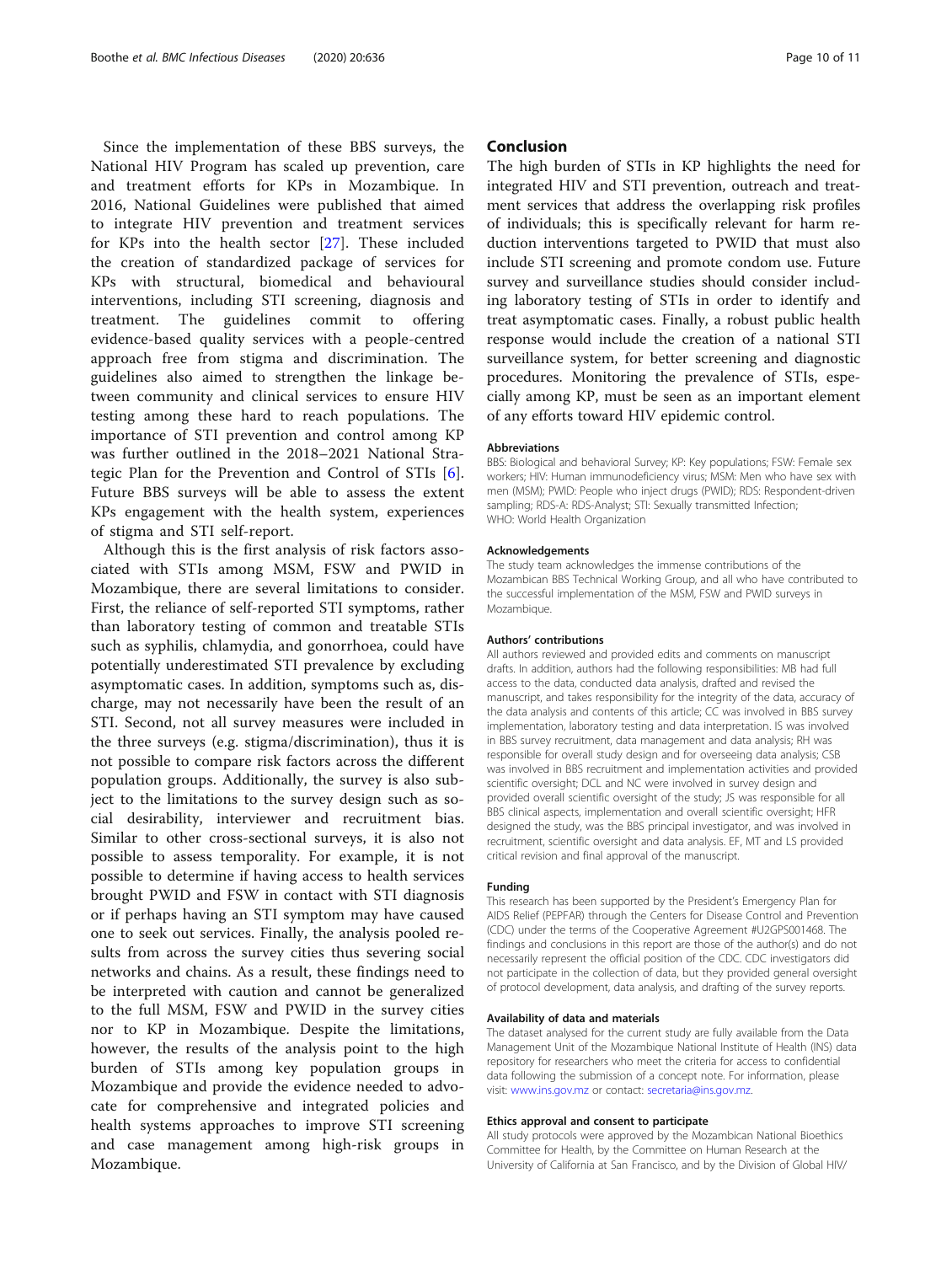Since the implementation of these BBS surveys, the National HIV Program has scaled up prevention, care and treatment efforts for KPs in Mozambique. In 2016, National Guidelines were published that aimed to integrate HIV prevention and treatment services for KPs into the health sector [27]. These included the creation of standardized package of services for KPs with structural, biomedical and behavioural interventions, including STI screening, diagnosis and treatment. The guidelines commit to offering evidence-based quality services with a people-centred approach free from stigma and discrimination. The guidelines also aimed to strengthen the linkage between community and clinical services to ensure HIV testing among these hard to reach populations. The importance of STI prevention and control among KP was further outlined in the 2018–2021 National Strategic Plan for the Prevention and Control of STIs [6]. Future BBS surveys will be able to assess the extent KPs engagement with the health system, experiences of stigma and STI self-report.

Although this is the first analysis of risk factors associated with STIs among MSM, FSW and PWID in Mozambique, there are several limitations to consider. First, the reliance of self-reported STI symptoms, rather than laboratory testing of common and treatable STIs such as syphilis, chlamydia, and gonorrhoea, could have potentially underestimated STI prevalence by excluding asymptomatic cases. In addition, symptoms such as, discharge, may not necessarily have been the result of an STI. Second, not all survey measures were included in the three surveys (e.g. stigma/discrimination), thus it is not possible to compare risk factors across the different population groups. Additionally, the survey is also subject to the limitations to the survey design such as social desirability, interviewer and recruitment bias. Similar to other cross-sectional surveys, it is also not possible to assess temporality. For example, it is not possible to determine if having access to health services brought PWID and FSW in contact with STI diagnosis or if perhaps having an STI symptom may have caused one to seek out services. Finally, the analysis pooled results from across the survey cities thus severing social networks and chains. As a result, these findings need to be interpreted with caution and cannot be generalized to the full MSM, FSW and PWID in the survey cities nor to KP in Mozambique. Despite the limitations, however, the results of the analysis point to the high burden of STIs among key population groups in Mozambique and provide the evidence needed to advocate for comprehensive and integrated policies and health systems approaches to improve STI screening and case management among high-risk groups in Mozambique.

## Conclusion

The high burden of STIs in KP highlights the need for integrated HIV and STI prevention, outreach and treatment services that address the overlapping risk profiles of individuals; this is specifically relevant for harm reduction interventions targeted to PWID that must also include STI screening and promote condom use. Future survey and surveillance studies should consider including laboratory testing of STIs in order to identify and treat asymptomatic cases. Finally, a robust public health response would include the creation of a national STI surveillance system, for better screening and diagnostic procedures. Monitoring the prevalence of STIs, especially among KP, must be seen as an important element of any efforts toward HIV epidemic control.

#### Abbreviations

BBS: Biological and behavioral Survey; KP: Key populations; FSW: Female sex workers; HIV: Human immunodeficiency virus; MSM: Men who have sex with men (MSM); PWID: People who inject drugs (PWID); RDS: Respondent-driven sampling; RDS-A: RDS-Analyst; STI: Sexually transmitted Infection; WHO: World Health Organization

#### Acknowledgements

The study team acknowledges the immense contributions of the Mozambican BBS Technical Working Group, and all who have contributed to the successful implementation of the MSM, FSW and PWID surveys in Mozambique.

#### Authors' contributions

All authors reviewed and provided edits and comments on manuscript drafts. In addition, authors had the following responsibilities: MB had full access to the data, conducted data analysis, drafted and revised the manuscript, and takes responsibility for the integrity of the data, accuracy of the data analysis and contents of this article; CC was involved in BBS survey implementation, laboratory testing and data interpretation. IS was involved in BBS survey recruitment, data management and data analysis; RH was responsible for overall study design and for overseeing data analysis; CSB was involved in BBS recruitment and implementation activities and provided scientific oversight; DCL and NC were involved in survey design and provided overall scientific oversight of the study; JS was responsible for all BBS clinical aspects, implementation and overall scientific oversight; HFR designed the study, was the BBS principal investigator, and was involved in recruitment, scientific oversight and data analysis. EF, MT and LS provided critical revision and final approval of the manuscript.

#### Funding

This research has been supported by the President's Emergency Plan for AIDS Relief (PEPFAR) through the Centers for Disease Control and Prevention (CDC) under the terms of the Cooperative Agreement #U2GPS001468. The findings and conclusions in this report are those of the author(s) and do not necessarily represent the official position of the CDC. CDC investigators did not participate in the collection of data, but they provided general oversight of protocol development, data analysis, and drafting of the survey reports.

#### Availability of data and materials

The dataset analysed for the current study are fully available from the Data Management Unit of the Mozambique National Institute of Health (INS) data repository for researchers who meet the criteria for access to confidential data following the submission of a concept note. For information, please visit: www.ins.gov.mz or contact: secretaria@ins.gov.mz.

#### Ethics approval and consent to participate

All study protocols were approved by the Mozambican National Bioethics Committee for Health, by the Committee on Human Research at the University of California at San Francisco, and by the Division of Global HIV/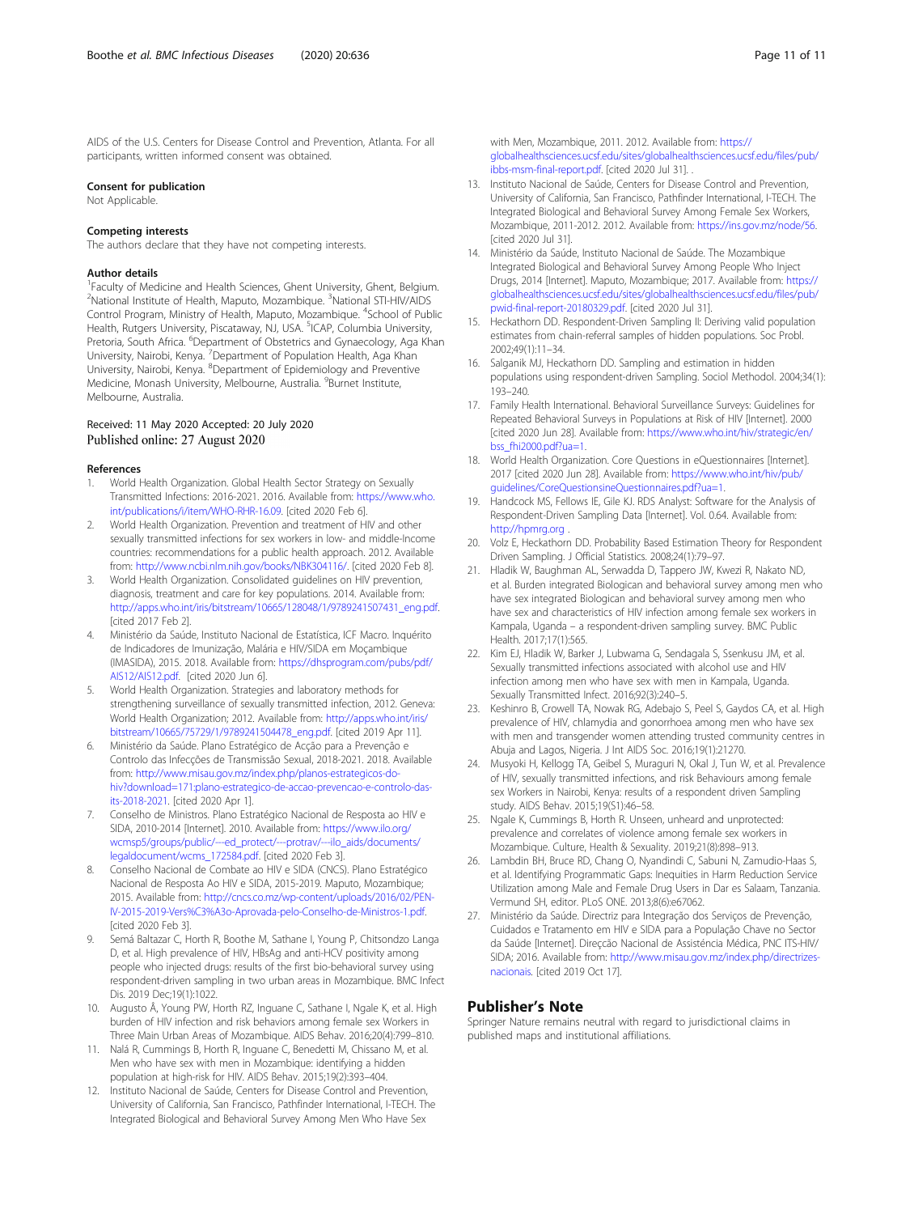AIDS of the U.S. Centers for Disease Control and Prevention, Atlanta. For all participants, written informed consent was obtained.

### Consent for publication

Not Applicable.

### Competing interests

The authors declare that they have not competing interests.

### Author details

[1]Faculty of Medicine and Health Sciences, Ghent University, Ghent, Belgium. [2]National Institute of Health, Maputo, Mozambique. [3]National STI-HIV/AIDS Control Program, Ministry of Health, Maputo, Mozambique. [4]School of Public Health, Rutgers University, Piscataway, NJ, USA. [5]ICAP, Columbia University, Pretoria, South Africa. [6]Department of Obstetrics and Gynaecology, Aga Khan University, Nairobi, Kenya. [7]Department of Population Health, Aga Khan University, Nairobi, Kenya. [8]Department of Epidemiology and Preventive Medicine, Monash University, Melbourne, Australia. [9]Burnet Institute, Melbourne, Australia.

Received: 11 May 2020 Accepted: 20 July 2020
Published online: 27 August 2020

### References

1. World Health Organization. Global Health Sector Strategy on Sexually Transmitted Infections: 2016-2021. 2016. Available from: https://www.who.int/publications/i/item/WHO-RHR-16.09. [cited 2020 Feb 6].
2. World Health Organization. Prevention and treatment of HIV and other sexually transmitted infections for sex workers in low- and middle-Income countries: recommendations for a public health approach. 2012. Available from: http://www.ncbi.nlm.nih.gov/books/NBK304116/. [cited 2020 Feb 8].
3. World Health Organization. Consolidated guidelines on HIV prevention, diagnosis, treatment and care for key populations. 2014. Available from: http://apps.who.int/iris/bitstream/10665/128048/1/9789241507431_eng.pdf. [cited 2017 Feb 2].
4. Ministério da Saúde, Instituto Nacional de Estatística, ICF Macro. Inquérito de Indicadores de Imunização, Malária e HIV/SIDA em Moçambique (IMASIDA), 2015. 2018. Available from: https://dhsprogram.com/pubs/pdf/AIS12/AIS12.pdf. [cited 2020 Jun 6].
5. World Health Organization. Strategies and laboratory methods for strengthening surveillance of sexually transmitted infection, 2012. Geneva: World Health Organization; 2012. Available from: http://apps.who.int/iris/bitstream/10665/75729/1/9789241504478_eng.pdf. [cited 2019 Apr 11].
6. Ministério da Saúde. Plano Estratégico de Acção para a Prevenção e Controlo das Infecções de Transmissão Sexual, 2018-2021. 2018. Available from: http://www.misau.gov.mz/index.php/planos-estrategicos-do-hiv?download=171:plano-estrategico-de-accao-prevencao-e-controlo-das-its-2018-2021. [cited 2020 Apr 1].
7. Conselho de Ministros. Plano Estratégico Nacional de Resposta ao HIV e SIDA, 2010-2014 [Internet]. 2010. Available from: https://www.ilo.org/wcmsp5/groups/public/---ed_protect/---protrav/---ilo_aids/documents/legaldocument/wcms_172584.pdf. [cited 2020 Feb 3].
8. Conselho Nacional de Combate ao HIV e SIDA (CNCS). Plano Estratégico Nacional de Resposta Ao HIV e SIDA, 2015-2019. Maputo, Mozambique; 2015. Available from: http://cncs.co.mz/wp-content/uploads/2016/02/PEN-IV-2015-2019-Vers%C3%A3o-Aprovada-pelo-Conselho-de-Ministros-1.pdf. [cited 2020 Feb 3].
9. Semá Baltazar C, Horth R, Boothe M, Sathane I, Young P, Chitsondzo Langa D, et al. High prevalence of HIV, HBsAg and anti-HCV positivity among people who injected drugs: results of the first bio-behavioral survey using respondent-driven sampling in two urban areas in Mozambique. BMC Infect Dis. 2019 Dec;19(1):1022.
10. Augusto Â, Young PW, Horth RZ, Inguane C, Sathane I, Ngale K, et al. High burden of HIV infection and risk behaviors among female sex workers in Three Main Urban Areas of Mozambique. AIDS Behav. 2016;20(4):799–810.
11. Nalá R, Cummings B, Horth R, Inguane C, Benedetti M, Chissano M, et al. Men who have sex with men in Mozambique: identifying a hidden population at high-risk for HIV. AIDS Behav. 2015;19(2):393–404.
12. Instituto Nacional de Saúde, Centers for Disease Control and Prevention, University of California, San Francisco, Pathfinder International, I-TECH. The Integrated Biological and Behavioral Survey Among Men Who Have Sex with Men, Mozambique, 2011. 2012. Available from: https://globalhealthsciences.ucsf.edu/sites/globalhealthsciences.ucsf.edu/files/pub/ibbs-msm-final-report.pdf. [cited 2020 Jul 31]. .
13. Instituto Nacional de Saúde, Centers for Disease Control and Prevention, University of California, San Francisco, Pathfinder International, I-TECH. The Integrated Biological and Behavioral Survey Among Female Sex Workers, Mozambique, 2011-2012. 2012. Available from: https://ins.gov.mz/node/56. [cited 2020 Jul 31].
14. Ministério da Saúde, Instituto Nacional de Saúde. The Mozambique Integrated Biological and Behavioral Survey Among People Who Inject Drugs, 2014 [Internet]. Maputo, Mozambique; 2017. Available from: https://globalhealthsciences.ucsf.edu/sites/globalhealthsciences.ucsf.edu/files/pub/pwid-final-report-20180329.pdf. [cited 2020 Jul 31].
15. Heckathorn DD. Respondent-Driven Sampling II: Deriving valid population estimates from chain-referral samples of hidden populations. Soc Probl. 2002;49(1):11–34.
16. Salganik MJ, Heckathorn DD. Sampling and estimation in hidden populations using respondent-driven Sampling. Sociol Methodol. 2004;34(1):193–240.
17. Family Health International. Behavioral Surveillance Surveys: Guidelines for Repeated Behavioral Surveys in Populations at Risk of HIV [Internet]. 2000 [cited 2020 Jun 28]. Available from: https://www.who.int/hiv/strategic/en/bss_fhi2000.pdf?ua=1.
18. World Health Organization. Core Questions in eQuestionnaires [Internet]. 2017 [cited 2020 Jun 28]. Available from: https://www.who.int/hiv/pub/guidelines/CoreQuestionsineQuestionnaires.pdf?ua=1.
19. Handcock MS, Fellows IE, Gile KJ. RDS Analyst: Software for the Analysis of Respondent-Driven Sampling Data [Internet]. Vol. 0.64. Available from: http://hpmrg.org .
20. Volz E, Heckathorn DD. Probability Based Estimation Theory for Respondent Driven Sampling. J Official Statistics. 2008;24(1):79–97.
21. Hladik W, Baughman AL, Serwadda D, Tappero JW, Kwezi R, Nakato ND, et al. Burden integrated Biologican and behavioral survey among men who have sex integrated Biologican and behavioral survey among men who have sex and characteristics of HIV infection among female sex workers in Kampala, Uganda – a respondent-driven sampling survey. BMC Public Health. 2017;17(1):565.
22. Kim EJ, Hladik W, Barker J, Lubwama G, Sendagala S, Ssenkusu JM, et al. Sexually transmitted infections associated with alcohol use and HIV infection among men who have sex with men in Kampala, Uganda. Sexually Transmitted Infect. 2016;92(3):240–5.
23. Keshinro B, Crowell TA, Nowak RG, Adebajo S, Peel S, Gaydos CA, et al. High prevalence of HIV, chlamydia and gonorrhoea among men who have sex with men and transgender women attending trusted community centres in Abuja and Lagos, Nigeria. J Int AIDS Soc. 2016;19(1):21270.
24. Musyoki H, Kellogg TA, Geibel S, Muraguri N, Okal J, Tun W, et al. Prevalence of HIV, sexually transmitted infections, and risk Behaviours among female sex Workers in Nairobi, Kenya: results of a respondent driven Sampling study. AIDS Behav. 2015;19(S1):46–58.
25. Ngale K, Cummings B, Horth R. Unseen, unheard and unprotected: prevalence and correlates of violence among female sex workers in Mozambique. Culture, Health & Sexuality. 2019;21(8):898–913.
26. Lambdin BH, Bruce RD, Chang O, Nyandindi C, Sabuni N, Zamudio-Haas S, et al. Identifying Programmatic Gaps: Inequities in Harm Reduction Service Utilization among Male and Female Drug Users in Dar es Salaam, Tanzania. Vermund SH, editor. PLoS ONE. 2013;8(6):e67062.
27. Ministério da Saúde. Directriz para Integração dos Serviços de Prevenção, Cuidados e Tratamento em HIV e SIDA para a População Chave no Sector da Saúde [Internet]. Direcção Nacional de Assistência Médica, PNC ITS-HIV/SIDA; 2016. Available from: http://www.misau.gov.mz/index.php/directrizes-nacionais. [cited 2019 Oct 17].

## Publisher's Note

Springer Nature remains neutral with regard to jurisdictional claims in published maps and institutional affiliations.